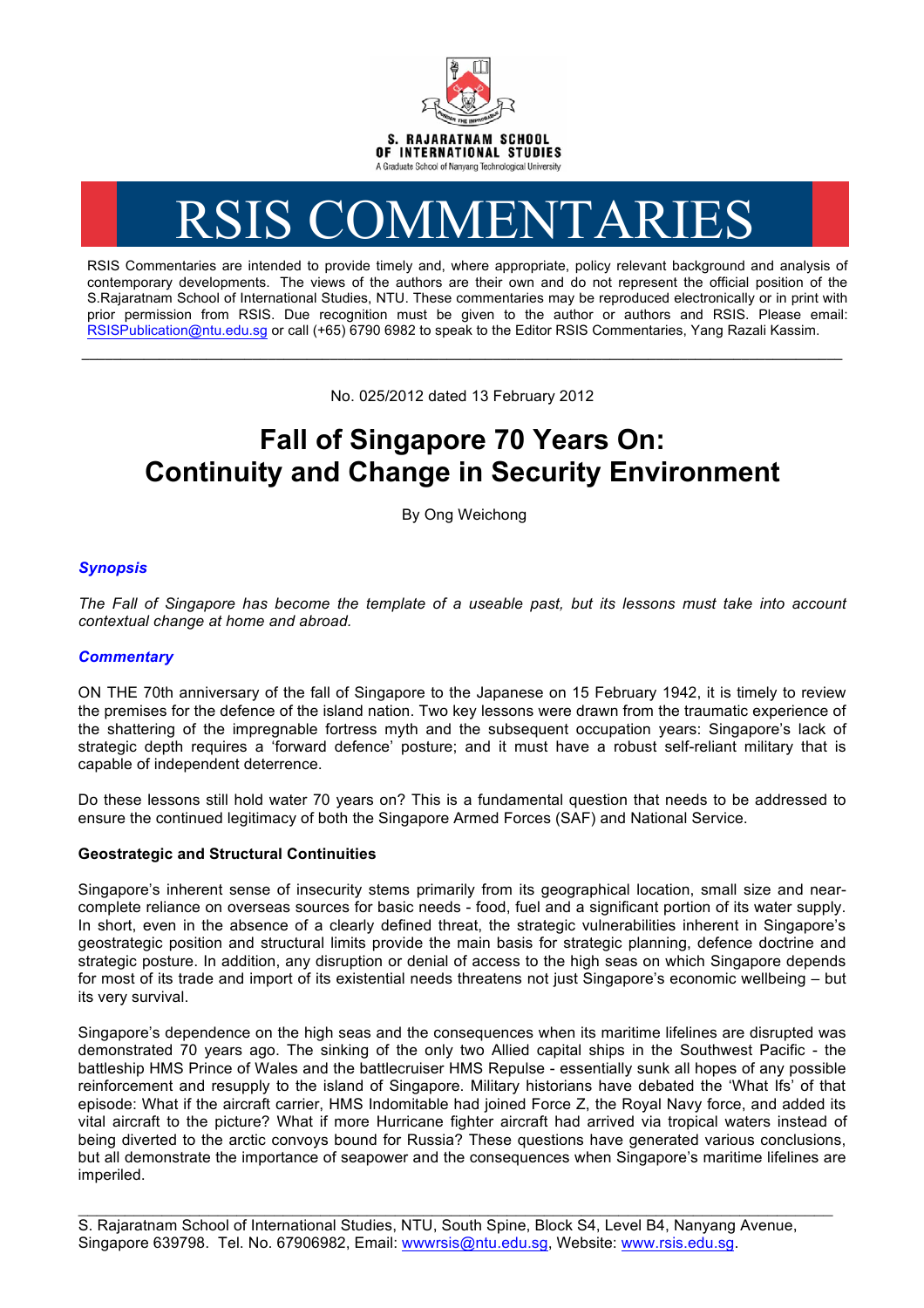S. RAJARATNAM SCHOOL OF INTERNATIONAL STUDIES

A Graduate School of Nanyang Technological University

# RSIS COMMENTARIES

RSIS Commentaries are intended to provide timely and, where appropriate, policy relevant background and analysis of contemporary developments. The views of the authors are their own and do not represent the official position of the S.Rajaratnam School of International Studies, NTU. These commentaries may be reproduced electronically or in print with prior permission from RSIS. Due recognition must be given to the author or authors and RSIS. Please email: RSISPublication@ntu.edu.sg or call (+65) 6790 6982 to speak to the Editor RSIS Commentaries, Yang Razali Kassim.

---

No. 025/2012 dated 13 February 2012

## Fall of Singapore 70 Years On: Continuity and Change in Security Environment

By Ong Weichong

### *Synopsis*

*The Fall of Singapore has become the template of a useable past, but its lessons must take into account contextual change at home and abroad.*

### *Commentary*

ON THE 70th anniversary of the fall of Singapore to the Japanese on 15 February 1942, it is timely to review the premises for the defence of the island nation. Two key lessons were drawn from the traumatic experience of the shattering of the impregnable fortress myth and the subsequent occupation years: Singapore's lack of strategic depth requires a 'forward defence' posture; and it must have a robust self-reliant military that is capable of independent deterrence.

Do these lessons still hold water 70 years on? This is a fundamental question that needs to be addressed to ensure the continued legitimacy of both the Singapore Armed Forces (SAF) and National Service.

**Geostrategic and Structural Continuities**

Singapore's inherent sense of insecurity stems primarily from its geographical location, small size and near-complete reliance on overseas sources for basic needs - food, fuel and a significant portion of its water supply. In short, even in the absence of a clearly defined threat, the strategic vulnerabilities inherent in Singapore's geostrategic position and structural limits provide the main basis for strategic planning, defence doctrine and strategic posture. In addition, any disruption or denial of access to the high seas on which Singapore depends for most of its trade and import of its existential needs threatens not just Singapore's economic wellbeing – but its very survival.

Singapore's dependence on the high seas and the consequences when its maritime lifelines are disrupted was demonstrated 70 years ago. The sinking of the only two Allied capital ships in the Southwest Pacific - the battleship HMS Prince of Wales and the battlecruiser HMS Repulse - essentially sunk all hopes of any possible reinforcement and resupply to the island of Singapore. Military historians have debated the 'What Ifs' of that episode: What if the aircraft carrier, HMS Indomitable had joined Force Z, the Royal Navy force, and added its vital aircraft to the picture? What if more Hurricane fighter aircraft had arrived via tropical waters instead of being diverted to the arctic convoys bound for Russia? These questions have generated various conclusions, but all demonstrate the importance of seapower and the consequences when Singapore's maritime lifelines are imperiled.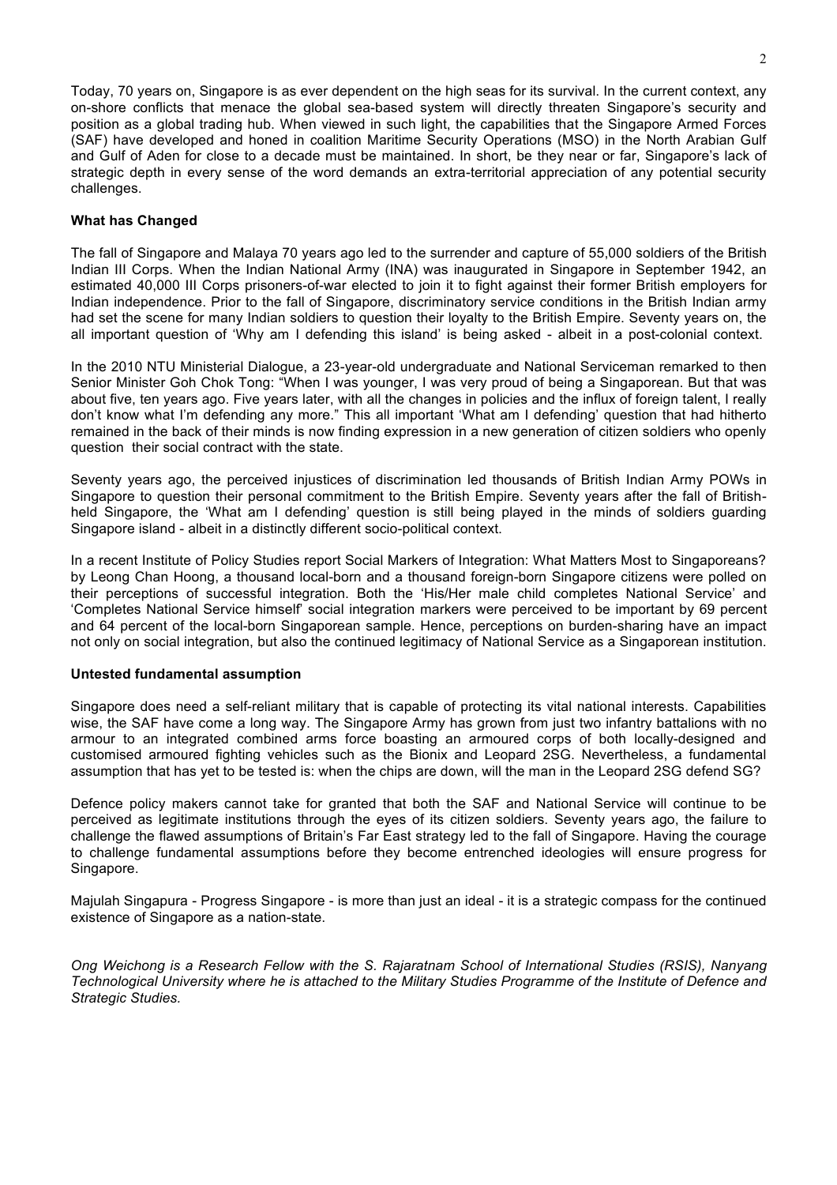Today, 70 years on, Singapore is as ever dependent on the high seas for its survival. In the current context, any on-shore conflicts that menace the global sea-based system will directly threaten Singapore's security and position as a global trading hub. When viewed in such light, the capabilities that the Singapore Armed Forces (SAF) have developed and honed in coalition Maritime Security Operations (MSO) in the North Arabian Gulf and Gulf of Aden for close to a decade must be maintained. In short, be they near or far, Singapore's lack of strategic depth in every sense of the word demands an extra-territorial appreciation of any potential security challenges.

**What has Changed**

The fall of Singapore and Malaya 70 years ago led to the surrender and capture of 55,000 soldiers of the British Indian III Corps. When the Indian National Army (INA) was inaugurated in Singapore in September 1942, an estimated 40,000 III Corps prisoners-of-war elected to join it to fight against their former British employers for Indian independence. Prior to the fall of Singapore, discriminatory service conditions in the British Indian army had set the scene for many Indian soldiers to question their loyalty to the British Empire. Seventy years on, the all important question of 'Why am I defending this island' is being asked - albeit in a post-colonial context.

In the 2010 NTU Ministerial Dialogue, a 23-year-old undergraduate and National Serviceman remarked to then Senior Minister Goh Chok Tong: "When I was younger, I was very proud of being a Singaporean. But that was about five, ten years ago. Five years later, with all the changes in policies and the influx of foreign talent, I really don't know what I'm defending any more." This all important 'What am I defending' question that had hitherto remained in the back of their minds is now finding expression in a new generation of citizen soldiers who openly question their social contract with the state.

Seventy years ago, the perceived injustices of discrimination led thousands of British Indian Army POWs in Singapore to question their personal commitment to the British Empire. Seventy years after the fall of British-held Singapore, the 'What am I defending' question is still being played in the minds of soldiers guarding Singapore island - albeit in a distinctly different socio-political context.

In a recent Institute of Policy Studies report Social Markers of Integration: What Matters Most to Singaporeans? by Leong Chan Hoong, a thousand local-born and a thousand foreign-born Singapore citizens were polled on their perceptions of successful integration. Both the 'His/Her male child completes National Service' and 'Completes National Service himself' social integration markers were perceived to be important by 69 percent and 64 percent of the local-born Singaporean sample. Hence, perceptions on burden-sharing have an impact not only on social integration, but also the continued legitimacy of National Service as a Singaporean institution.

**Untested fundamental assumption**

Singapore does need a self-reliant military that is capable of protecting its vital national interests. Capabilities wise, the SAF have come a long way. The Singapore Army has grown from just two infantry battalions with no armour to an integrated combined arms force boasting an armoured corps of both locally-designed and customised armoured fighting vehicles such as the Bionix and Leopard 2SG. Nevertheless, a fundamental assumption that has yet to be tested is: when the chips are down, will the man in the Leopard 2SG defend SG?

Defence policy makers cannot take for granted that both the SAF and National Service will continue to be perceived as legitimate institutions through the eyes of its citizen soldiers. Seventy years ago, the failure to challenge the flawed assumptions of Britain's Far East strategy led to the fall of Singapore. Having the courage to challenge fundamental assumptions before they become entrenched ideologies will ensure progress for Singapore.

Majulah Singapura - Progress Singapore - is more than just an ideal - it is a strategic compass for the continued existence of Singapore as a nation-state.

*Ong Weichong is a Research Fellow with the S. Rajaratnam School of International Studies (RSIS), Nanyang Technological University where he is attached to the Military Studies Programme of the Institute of Defence and Strategic Studies.*